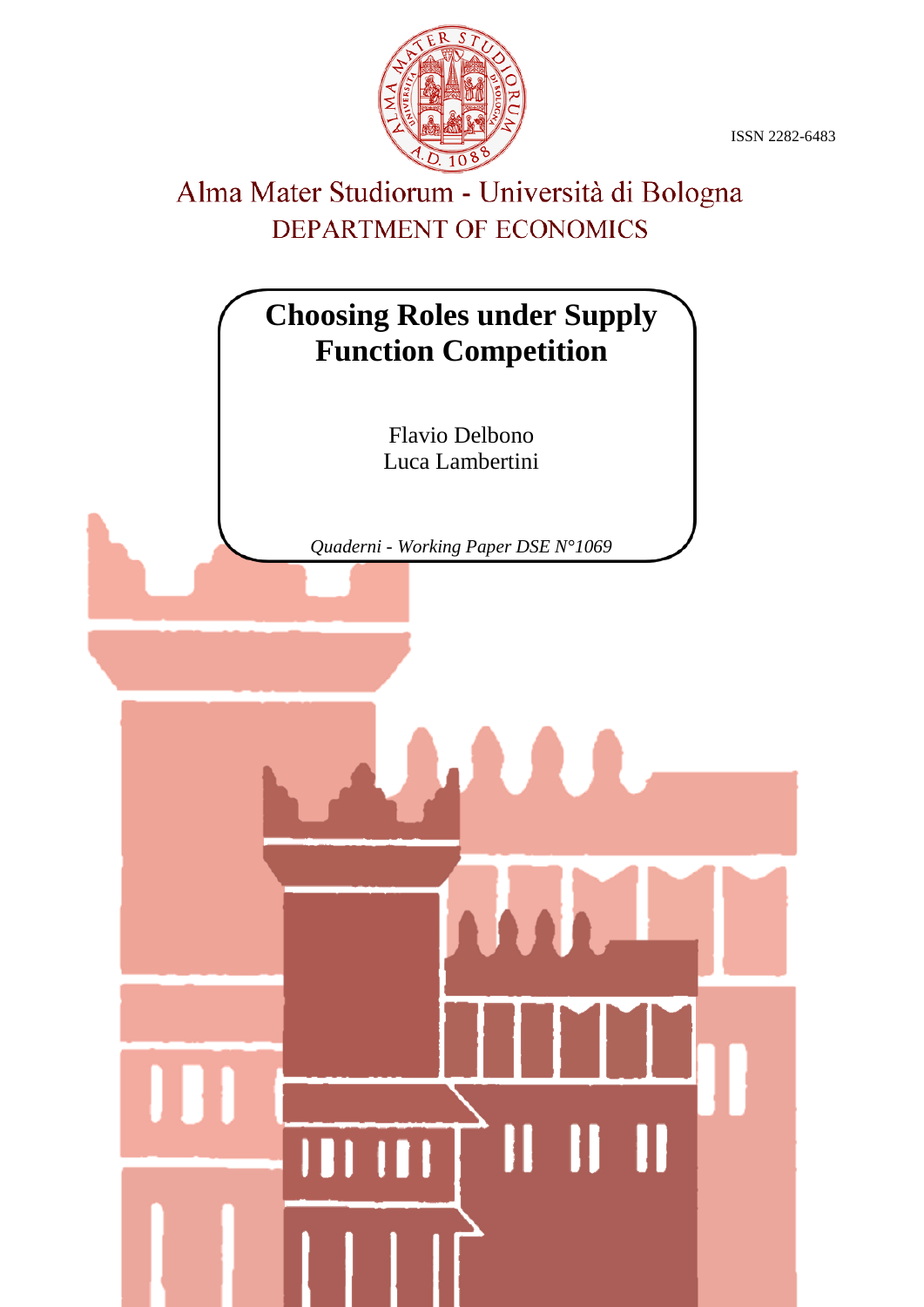ISSN 2282-6483

Alma Mater Studiorum - Università di Bologna

DEPARTMENT OF ECONOMICS

# Choosing Roles under Supply Function Competition

Flavio Delbono

Luca Lambertini

*Quaderni - Working Paper DSE N°1069*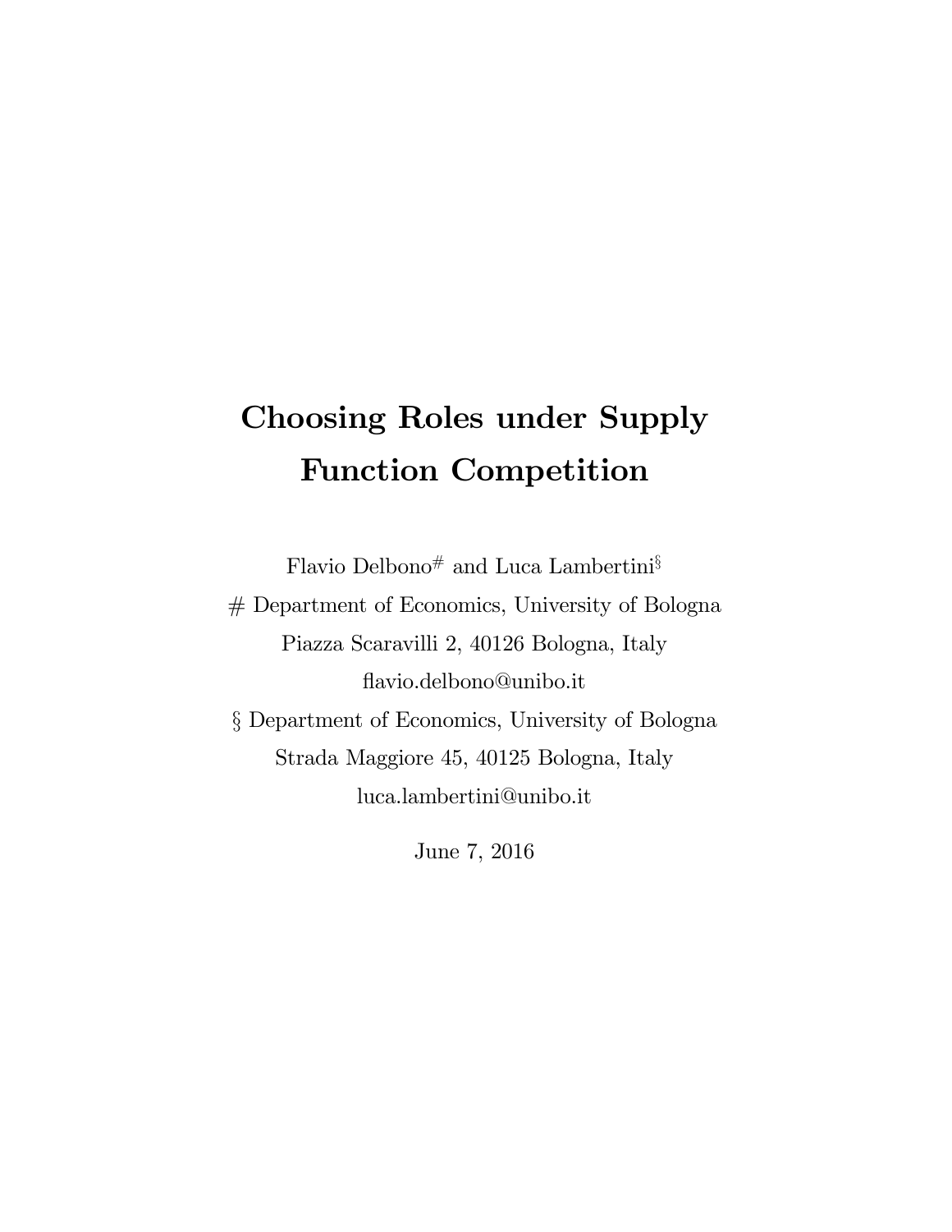# Choosing Roles under Supply Function Competition

Flavio Delbono[#] and Luca Lambertini[§]

[#] Department of Economics, University of Bologna

Piazza Scaravilli 2, 40126 Bologna, Italy

flavio.delbono@unibo.it

[§] Department of Economics, University of Bologna

Strada Maggiore 45, 40125 Bologna, Italy

luca.lambertini@unibo.it

June 7, 2016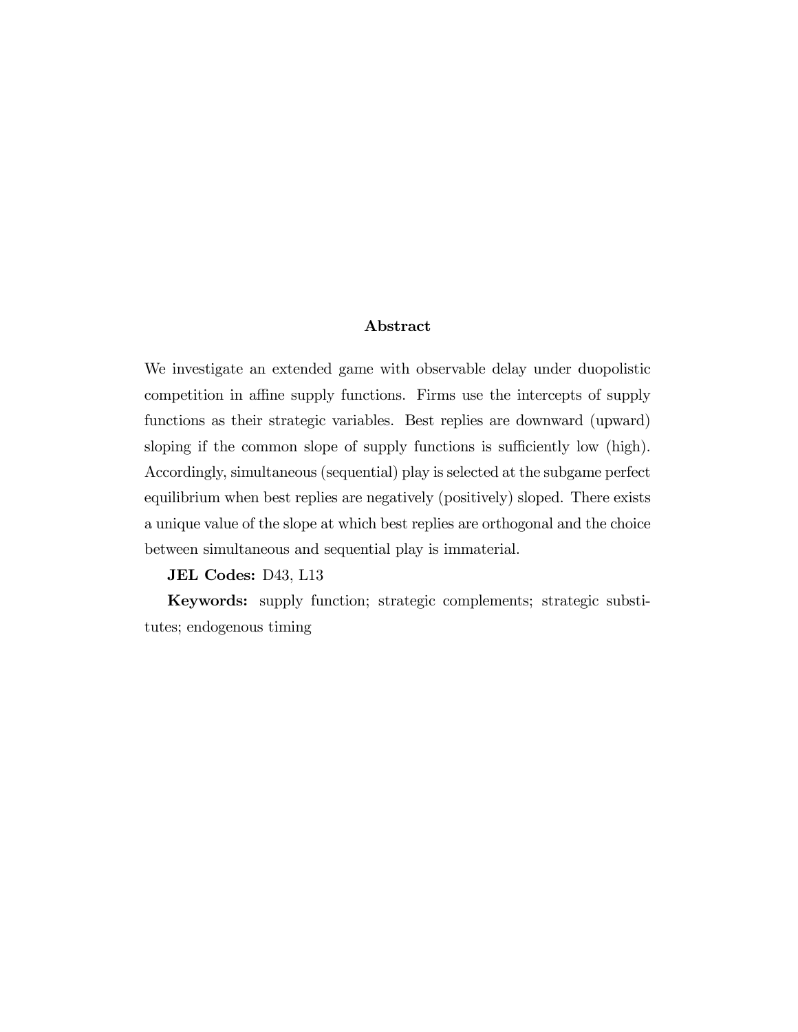## Abstract

We investigate an extended game with observable delay under duopolistic competition in affine supply functions. Firms use the intercepts of supply functions as their strategic variables. Best replies are downward (upward) sloping if the common slope of supply functions is sufficiently low (high). Accordingly, simultaneous (sequential) play is selected at the subgame perfect equilibrium when best replies are negatively (positively) sloped. There exists a unique value of the slope at which best replies are orthogonal and the choice between simultaneous and sequential play is immaterial.

**JEL Codes:** D43, L13

**Keywords:** supply function; strategic complements; strategic substitutes; endogenous timing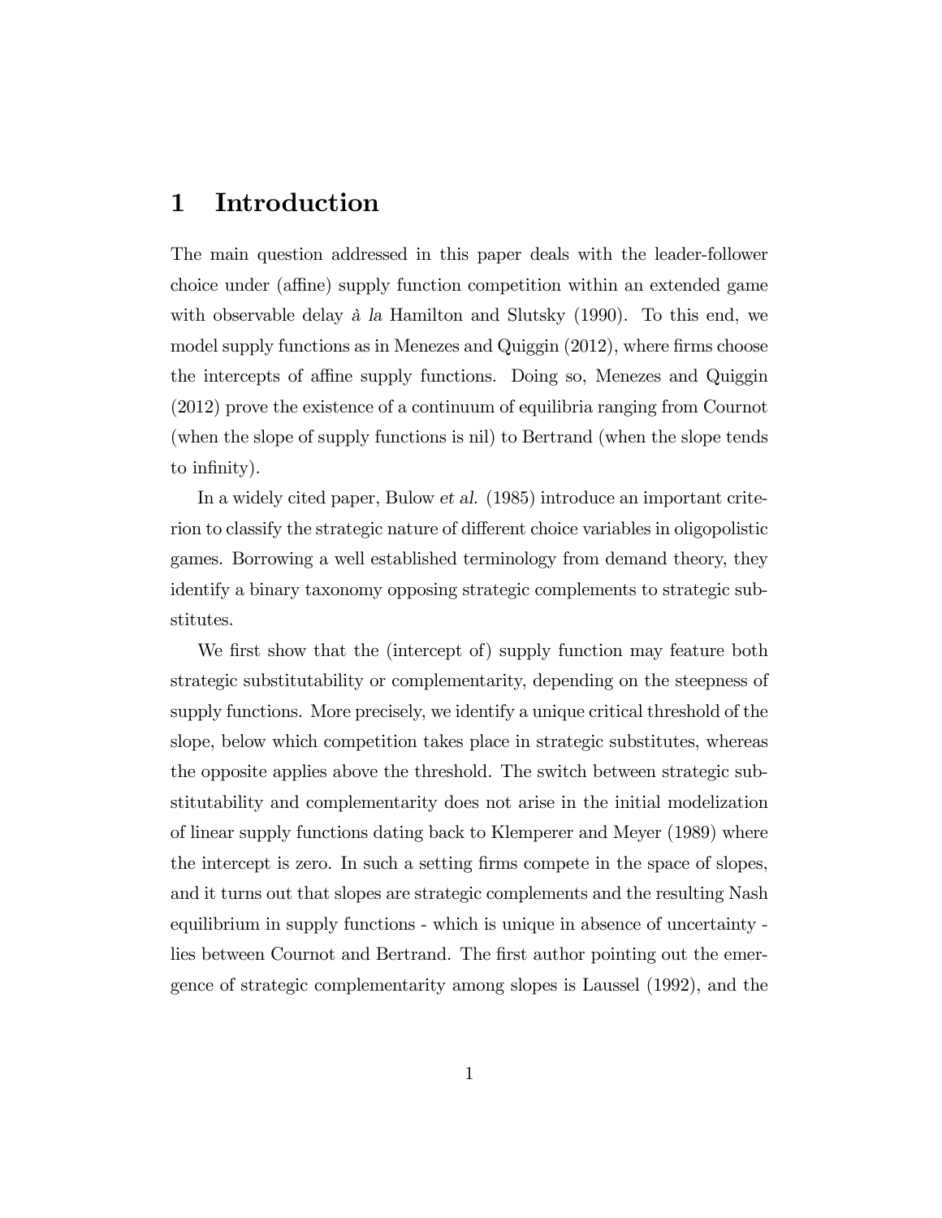# 1 Introduction

The main question addressed in this paper deals with the leader-follower choice under (affine) supply function competition within an extended game with observable delay *à la* Hamilton and Slutsky (1990). To this end, we model supply functions as in Menezes and Quiggin (2012), where firms choose the intercepts of affine supply functions. Doing so, Menezes and Quiggin (2012) prove the existence of a continuum of equilibria ranging from Cournot (when the slope of supply functions is nil) to Bertrand (when the slope tends to infinity).

In a widely cited paper, Bulow *et al.* (1985) introduce an important criterion to classify the strategic nature of different choice variables in oligopolistic games. Borrowing a well established terminology from demand theory, they identify a binary taxonomy opposing strategic complements to strategic substitutes.

We first show that the (intercept of) supply function may feature both strategic substitutability or complementarity, depending on the steepness of supply functions. More precisely, we identify a unique critical threshold of the slope, below which competition takes place in strategic substitutes, whereas the opposite applies above the threshold. The switch between strategic substitutability and complementarity does not arise in the initial modelization of linear supply functions dating back to Klemperer and Meyer (1989) where the intercept is zero. In such a setting firms compete in the space of slopes, and it turns out that slopes are strategic complements and the resulting Nash equilibrium in supply functions - which is unique in absence of uncertainty - lies between Cournot and Bertrand. The first author pointing out the emergence of strategic complementarity among slopes is Laussel (1992), and the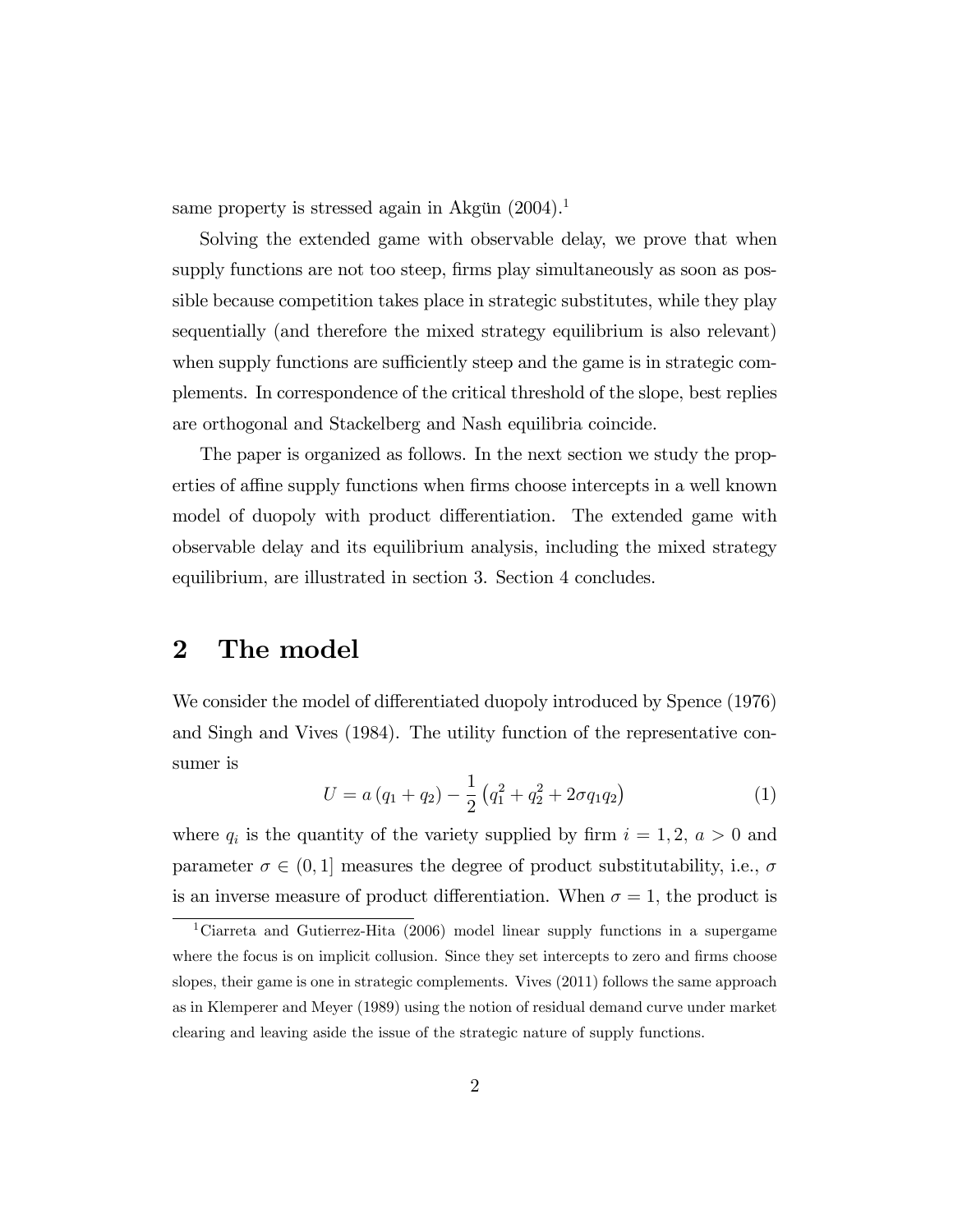same property is stressed again in Akgün (2004).[1]

Solving the extended game with observable delay, we prove that when supply functions are not too steep, firms play simultaneously as soon as possible because competition takes place in strategic substitutes, while they play sequentially (and therefore the mixed strategy equilibrium is also relevant) when supply functions are sufficiently steep and the game is in strategic complements. In correspondence of the critical threshold of the slope, best replies are orthogonal and Stackelberg and Nash equilibria coincide.

The paper is organized as follows. In the next section we study the properties of affine supply functions when firms choose intercepts in a well known model of duopoly with product differentiation. The extended game with observable delay and its equilibrium analysis, including the mixed strategy equilibrium, are illustrated in section 3. Section 4 concludes.

## 2 The model

We consider the model of differentiated duopoly introduced by Spence (1976) and Singh and Vives (1984). The utility function of the representative consumer is

$$U = a\left(q_1 + q_2\right) - \frac{1}{2}\left(q_1^2 + q_2^2 + 2\sigma q_1 q_2\right) \tag{1}$$

where $q_i$ is the quantity of the variety supplied by firm $i = 1, 2$, $a > 0$ and parameter $\sigma \in (0, 1]$ measures the degree of product substitutability, i.e., $\sigma$ is an inverse measure of product differentiation. When $\sigma = 1$, the product is

[1] Ciarreta and Gutierrez-Hita (2006) model linear supply functions in a supergame where the focus is on implicit collusion. Since they set intercepts to zero and firms choose slopes, their game is one in strategic complements. Vives (2011) follows the same approach as in Klemperer and Meyer (1989) using the notion of residual demand curve under market clearing and leaving aside the issue of the strategic nature of supply functions.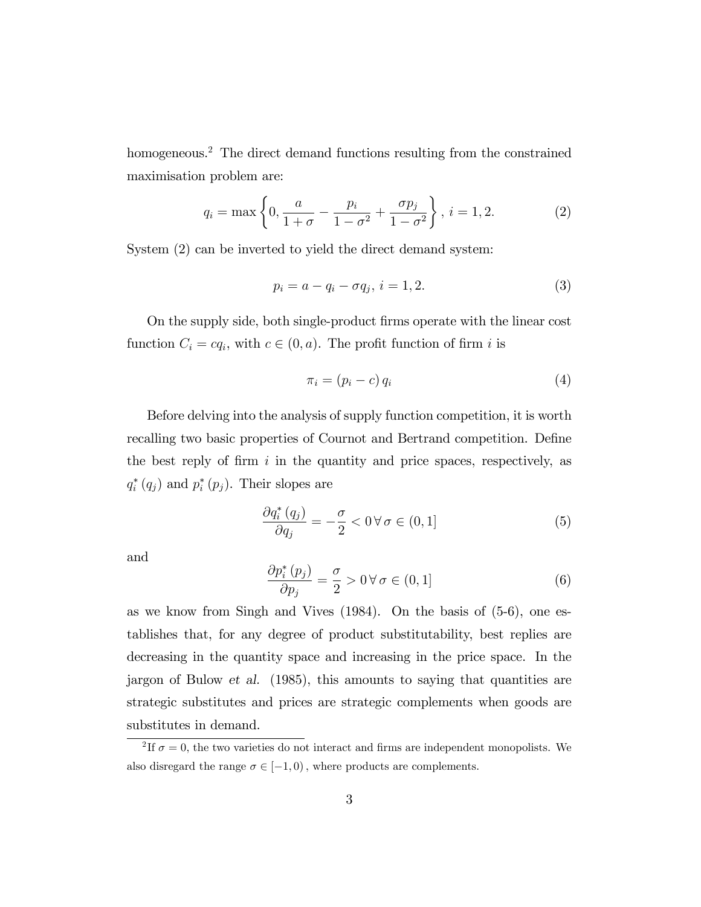homogeneous.[2] The direct demand functions resulting from the constrained maximisation problem are:

$$q_i = \max\left\{0, \frac{a}{1+\sigma} - \frac{p_i}{1-\sigma^2} + \frac{\sigma p_j}{1-\sigma^2}\right\}, \; i = 1, 2. \tag{2}$$

System (2) can be inverted to yield the direct demand system:

$$p_i = a - q_i - \sigma q_j, \; i = 1, 2. \tag{3}$$

On the supply side, both single-product firms operate with the linear cost function $C_i = cq_i$, with $c \in (0, a)$. The profit function of firm $i$ is

$$\pi_i = (p_i - c)\, q_i \tag{4}$$

Before delving into the analysis of supply function competition, it is worth recalling two basic properties of Cournot and Bertrand competition. Define the best reply of firm $i$ in the quantity and price spaces, respectively, as $q_i^*(q_j)$ and $p_i^*(p_j)$. Their slopes are

$$\frac{\partial q_i^*(q_j)}{\partial q_j} = -\frac{\sigma}{2} < 0 \, \forall \, \sigma \in (0, 1] \tag{5}$$

and

$$\frac{\partial p_i^*(p_j)}{\partial p_j} = \frac{\sigma}{2} > 0 \, \forall \, \sigma \in (0, 1] \tag{6}$$

as we know from Singh and Vives (1984). On the basis of (5-6), one establishes that, for any degree of product substitutability, best replies are decreasing in the quantity space and increasing in the price space. In the jargon of Bulow *et al.* (1985), this amounts to saying that quantities are strategic substitutes and prices are strategic complements when goods are substitutes in demand.

[2] If $\sigma = 0$, the two varieties do not interact and firms are independent monopolists. We also disregard the range $\sigma \in [-1, 0)$, where products are complements.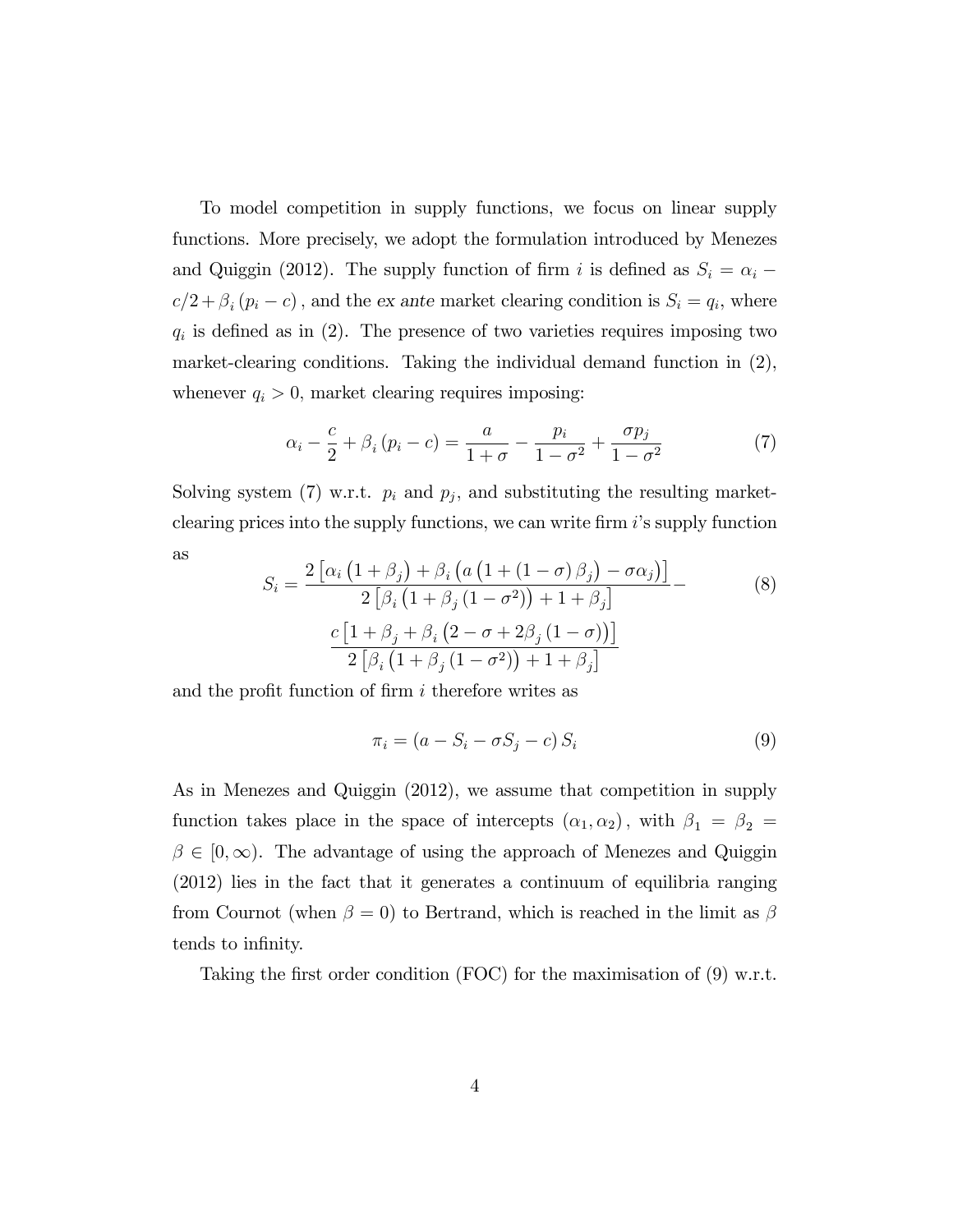To model competition in supply functions, we focus on linear supply functions. More precisely, we adopt the formulation introduced by Menezes and Quiggin (2012). The supply function of firm $i$ is defined as $S_i = \alpha_i - c/2 + \beta_i (p_i - c)$, and the *ex ante* market clearing condition is $S_i = q_i$, where $q_i$ is defined as in (2). The presence of two varieties requires imposing two market-clearing conditions. Taking the individual demand function in (2), whenever $q_i > 0$, market clearing requires imposing:

$$\alpha_i - \frac{c}{2} + \beta_i (p_i - c) = \frac{a}{1+\sigma} - \frac{p_i}{1-\sigma^2} + \frac{\sigma p_j}{1-\sigma^2} \tag{7}$$

Solving system (7) w.r.t. $p_i$ and $p_j$, and substituting the resulting market-clearing prices into the supply functions, we can write firm $i$'s supply function as

$$S_i = \frac{2\left[\alpha_i \left(1+\beta_j\right) + \beta_i \left(a\left(1+(1-\sigma)\beta_j\right) - \sigma\alpha_j\right)\right]}{2\left[\beta_i\left(1+\beta_j\left(1-\sigma^2\right)\right)+1+\beta_j\right]} - \frac{c\left[1+\beta_j+\beta_i\left(2-\sigma+2\beta_j(1-\sigma)\right)\right]}{2\left[\beta_i\left(1+\beta_j\left(1-\sigma^2\right)\right)+1+\beta_j\right]} \tag{8}$$

and the profit function of firm $i$ therefore writes as

$$\pi_i = \left(a - S_i - \sigma S_j - c\right) S_i \tag{9}$$

As in Menezes and Quiggin (2012), we assume that competition in supply function takes place in the space of intercepts $(\alpha_1, \alpha_2)$, with $\beta_1 = \beta_2 = \beta \in [0, \infty)$. The advantage of using the approach of Menezes and Quiggin (2012) lies in the fact that it generates a continuum of equilibria ranging from Cournot (when $\beta = 0$) to Bertrand, which is reached in the limit as $\beta$ tends to infinity.

Taking the first order condition (FOC) for the maximisation of (9) w.r.t.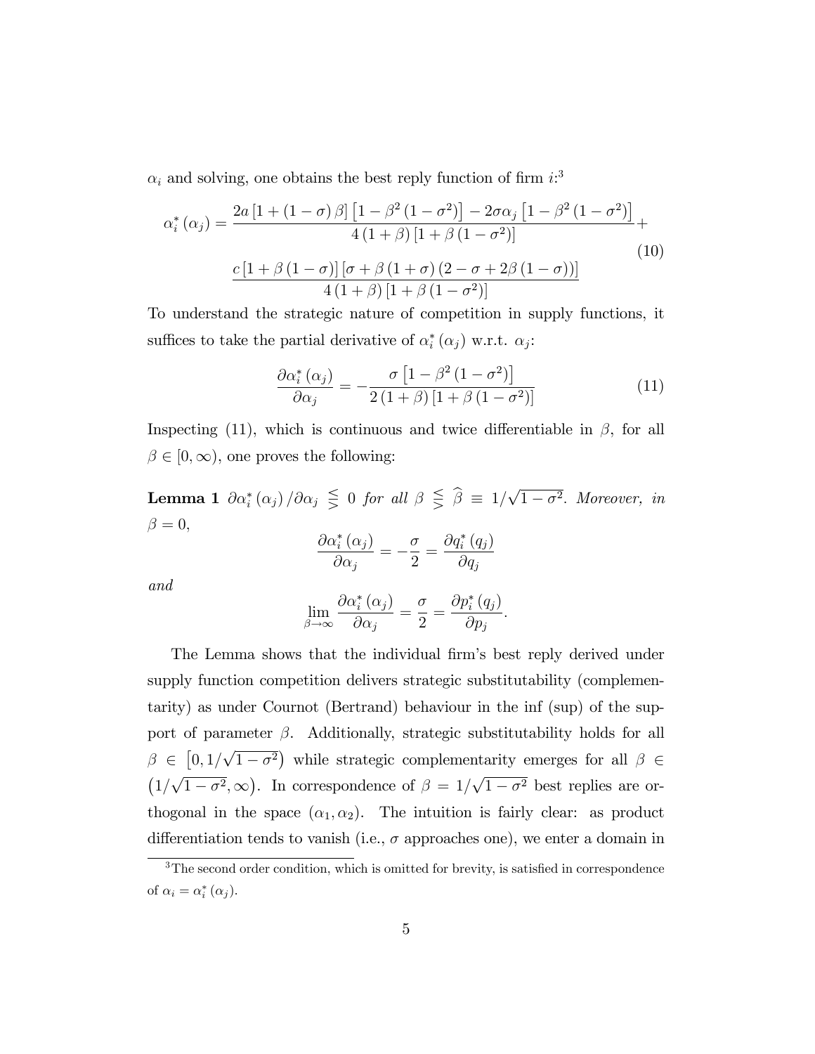$\alpha_i$ and solving, one obtains the best reply function of firm $i$:[3]

$$
\alpha_i^*(\alpha_j) = \frac{2a\left[1+(1-\sigma)\beta\right]\left[1-\beta^2\left(1-\sigma^2\right)\right] - 2\sigma\alpha_j\left[1-\beta^2\left(1-\sigma^2\right)\right]}{4(1+\beta)\left[1+\beta\left(1-\sigma^2\right)\right]} + \frac{c\left[1+\beta(1-\sigma)\right]\left[\sigma+\beta(1+\sigma)(2-\sigma+2\beta(1-\sigma))\right]}{4(1+\beta)\left[1+\beta\left(1-\sigma^2\right)\right]} \tag{10}
$$

To understand the strategic nature of competition in supply functions, it suffices to take the partial derivative of $\alpha_i^*(\alpha_j)$ w.r.t. $\alpha_j$:

$$
\frac{\partial \alpha_i^*(\alpha_j)}{\partial \alpha_j} = -\frac{\sigma\left[1-\beta^2\left(1-\sigma^2\right)\right]}{2(1+\beta)\left[1+\beta\left(1-\sigma^2\right)\right]} \tag{11}
$$

Inspecting (11), which is continuous and twice differentiable in $\beta$, for all $\beta \in [0, \infty)$, one proves the following:

**Lemma 1** *$\partial \alpha_i^*(\alpha_j)/\partial \alpha_j \lesseqgtr 0$ for all $\beta \lesseqgtr \widehat{\beta} \equiv 1/\sqrt{1-\sigma^2}$. Moreover, in $\beta = 0$,*

$$
\frac{\partial \alpha_i^*(\alpha_j)}{\partial \alpha_j} = -\frac{\sigma}{2} = \frac{\partial q_i^*(q_j)}{\partial q_j}
$$

*and*

$$
\lim_{\beta \to \infty} \frac{\partial \alpha_i^*(\alpha_j)}{\partial \alpha_j} = \frac{\sigma}{2} = \frac{\partial p_i^*(q_j)}{\partial p_j}.
$$

The Lemma shows that the individual firm's best reply derived under supply function competition delivers strategic substitutability (complementarity) as under Cournot (Bertrand) behaviour in the inf (sup) of the support of parameter $\beta$. Additionally, strategic substitutability holds for all $\beta \in \left[0, 1/\sqrt{1-\sigma^2}\right)$ while strategic complementarity emerges for all $\beta \in \left(1/\sqrt{1-\sigma^2}, \infty\right)$. In correspondence of $\beta = 1/\sqrt{1-\sigma^2}$ best replies are orthogonal in the space $(\alpha_1, \alpha_2)$. The intuition is fairly clear: as product differentiation tends to vanish (i.e., $\sigma$ approaches one), we enter a domain in

[3] The second order condition, which is omitted for brevity, is satisfied in correspondence of $\alpha_i = \alpha_i^*(\alpha_j)$.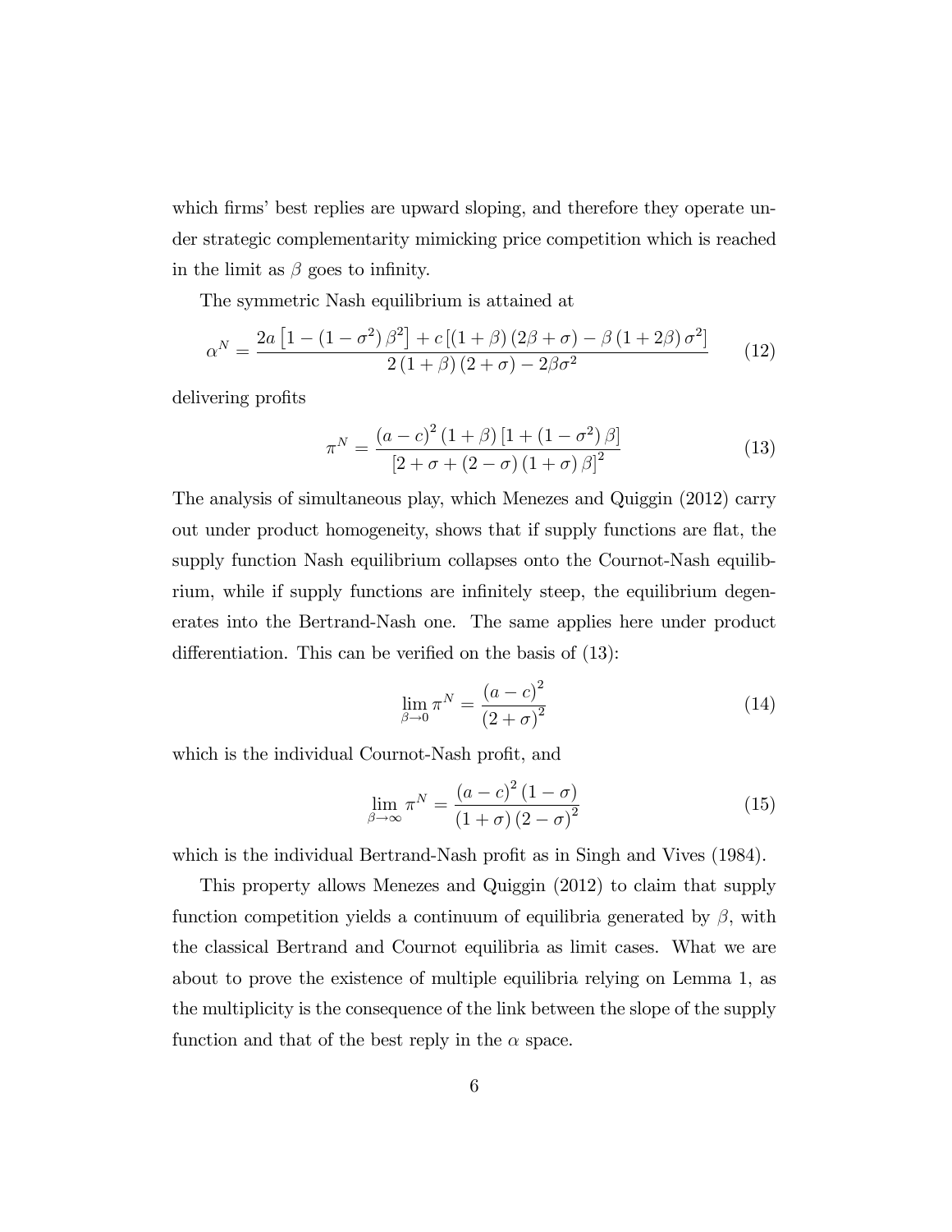which firms' best replies are upward sloping, and therefore they operate under strategic complementarity mimicking price competition which is reached in the limit as $\beta$ goes to infinity.

The symmetric Nash equilibrium is attained at

$$\alpha^N = \frac{2a\left[1-(1-\sigma^2)\beta^2\right]+c\left[(1+\beta)(2\beta+\sigma)-\beta(1+2\beta)\sigma^2\right]}{2(1+\beta)(2+\sigma)-2\beta\sigma^2} \tag{12}$$

delivering profits

$$\pi^N = \frac{(a-c)^2(1+\beta)\left[1+(1-\sigma^2)\beta\right]}{\left[2+\sigma+(2-\sigma)(1+\sigma)\beta\right]^2} \tag{13}$$

The analysis of simultaneous play, which Menezes and Quiggin (2012) carry out under product homogeneity, shows that if supply functions are flat, the supply function Nash equilibrium collapses onto the Cournot-Nash equilibrium, while if supply functions are infinitely steep, the equilibrium degenerates into the Bertrand-Nash one. The same applies here under product differentiation. This can be verified on the basis of (13):

$$\lim_{\beta\to 0}\pi^N = \frac{(a-c)^2}{(2+\sigma)^2} \tag{14}$$

which is the individual Cournot-Nash profit, and

$$\lim_{\beta\to\infty}\pi^N = \frac{(a-c)^2(1-\sigma)}{(1+\sigma)(2-\sigma)^2} \tag{15}$$

which is the individual Bertrand-Nash profit as in Singh and Vives (1984).

This property allows Menezes and Quiggin (2012) to claim that supply function competition yields a continuum of equilibria generated by $\beta$, with the classical Bertrand and Cournot equilibria as limit cases. What we are about to prove the existence of multiple equilibria relying on Lemma 1, as the multiplicity is the consequence of the link between the slope of the supply function and that of the best reply in the $\alpha$ space.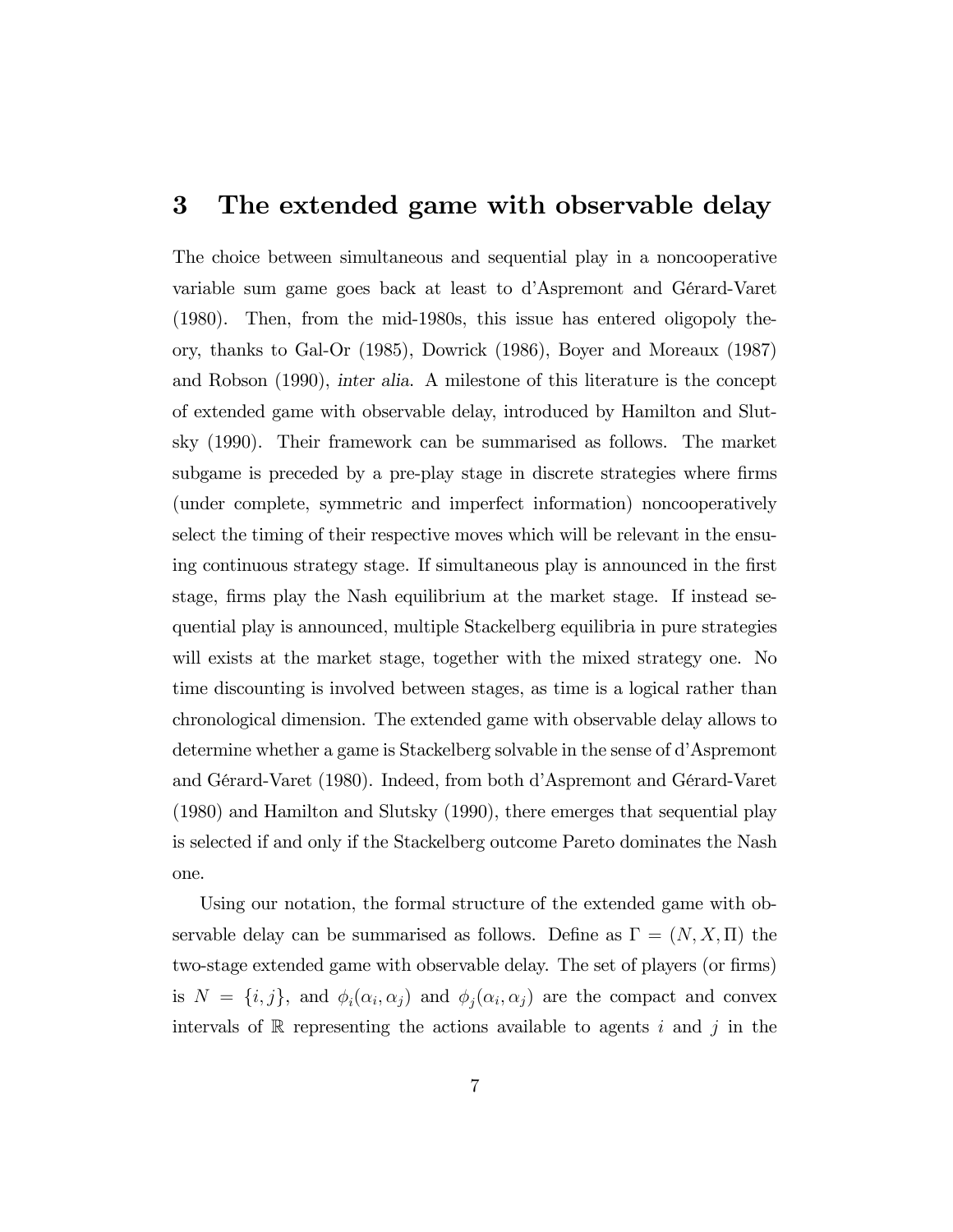## 3 The extended game with observable delay

The choice between simultaneous and sequential play in a noncooperative variable sum game goes back at least to d'Aspremont and Gérard-Varet (1980). Then, from the mid-1980s, this issue has entered oligopoly theory, thanks to Gal-Or (1985), Dowrick (1986), Boyer and Moreaux (1987) and Robson (1990), *inter alia*. A milestone of this literature is the concept of extended game with observable delay, introduced by Hamilton and Slutsky (1990). Their framework can be summarised as follows. The market subgame is preceded by a pre-play stage in discrete strategies where firms (under complete, symmetric and imperfect information) noncooperatively select the timing of their respective moves which will be relevant in the ensuing continuous strategy stage. If simultaneous play is announced in the first stage, firms play the Nash equilibrium at the market stage. If instead sequential play is announced, multiple Stackelberg equilibria in pure strategies will exists at the market stage, together with the mixed strategy one. No time discounting is involved between stages, as time is a logical rather than chronological dimension. The extended game with observable delay allows to determine whether a game is Stackelberg solvable in the sense of d'Aspremont and Gérard-Varet (1980). Indeed, from both d'Aspremont and Gérard-Varet (1980) and Hamilton and Slutsky (1990), there emerges that sequential play is selected if and only if the Stackelberg outcome Pareto dominates the Nash one.

Using our notation, the formal structure of the extended game with observable delay can be summarised as follows. Define as $\Gamma = (N, X, \Pi)$ the two-stage extended game with observable delay. The set of players (or firms) is $N = \{i, j\}$, and $\phi_i(\alpha_i, \alpha_j)$ and $\phi_j(\alpha_i, \alpha_j)$ are the compact and convex intervals of $\mathbb{R}$ representing the actions available to agents $i$ and $j$ in the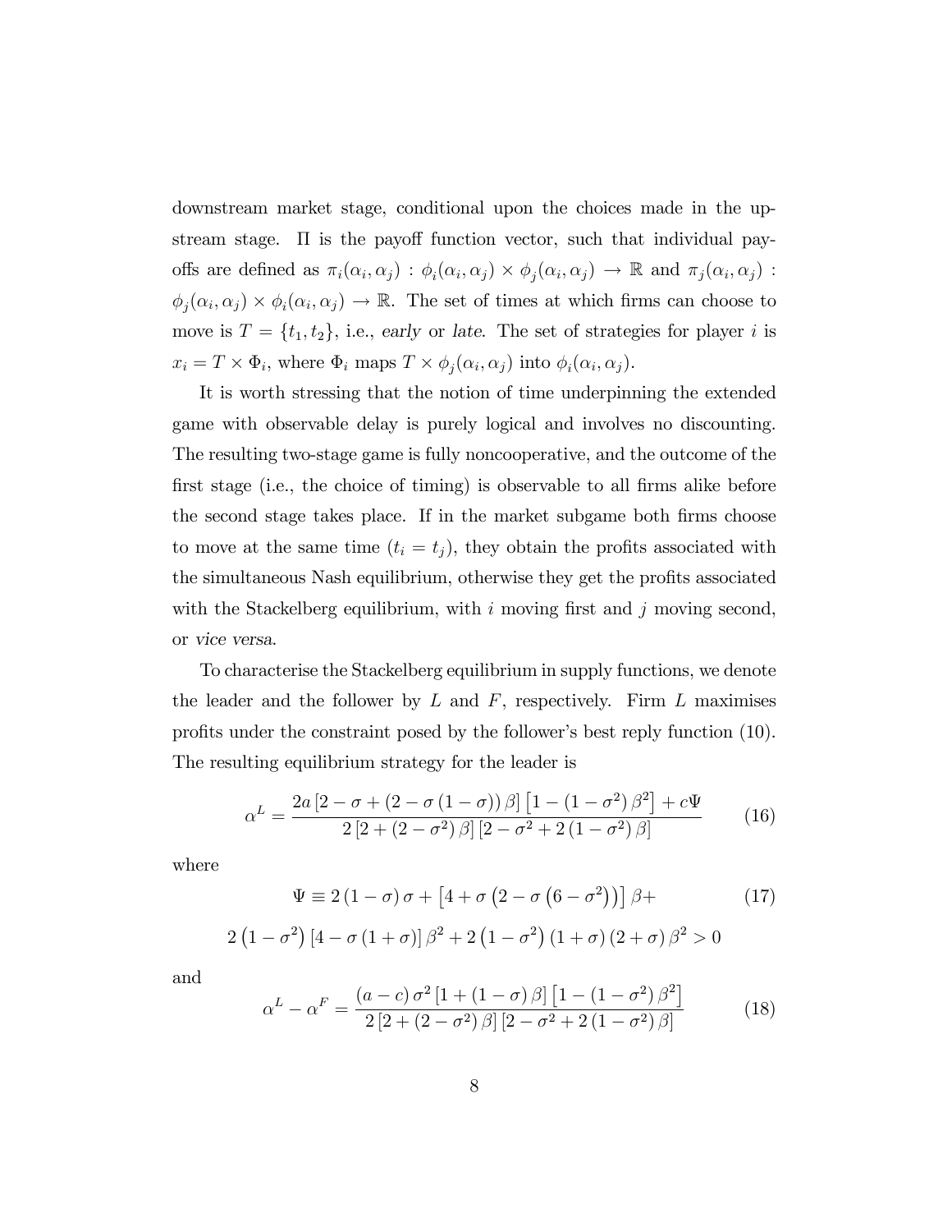downstream market stage, conditional upon the choices made in the upstream stage. $\Pi$ is the payoff function vector, such that individual payoffs are defined as $\pi_i(\alpha_i, \alpha_j) : \phi_i(\alpha_i, \alpha_j) \times \phi_j(\alpha_i, \alpha_j) \rightarrow \mathbb{R}$ and $\pi_j(\alpha_i, \alpha_j) : \phi_j(\alpha_i, \alpha_j) \times \phi_i(\alpha_i, \alpha_j) \rightarrow \mathbb{R}$. The set of times at which firms can choose to move is $T = \{t_1, t_2\}$, i.e., *early* or *late*. The set of strategies for player $i$ is $x_i = T \times \Phi_i$, where $\Phi_i$ maps $T \times \phi_j(\alpha_i, \alpha_j)$ into $\phi_i(\alpha_i, \alpha_j)$.

It is worth stressing that the notion of time underpinning the extended game with observable delay is purely logical and involves no discounting. The resulting two-stage game is fully noncooperative, and the outcome of the first stage (i.e., the choice of timing) is observable to all firms alike before the second stage takes place. If in the market subgame both firms choose to move at the same time ($t_i = t_j$), they obtain the profits associated with the simultaneous Nash equilibrium, otherwise they get the profits associated with the Stackelberg equilibrium, with $i$ moving first and $j$ moving second, or *vice versa*.

To characterise the Stackelberg equilibrium in supply functions, we denote the leader and the follower by $L$ and $F$, respectively. Firm $L$ maximises profits under the constraint posed by the follower's best reply function (10). The resulting equilibrium strategy for the leader is

$$\alpha^L = \frac{2a\left[2-\sigma+\left(2-\sigma\left(1-\sigma\right)\right)\beta\right]\left[1-\left(1-\sigma^2\right)\beta^2\right]+c\Psi}{2\left[2+\left(2-\sigma^2\right)\beta\right]\left[2-\sigma^2+2\left(1-\sigma^2\right)\beta\right]} \tag{16}$$

where

$$\Psi \equiv 2\left(1-\sigma\right)\sigma+\left[4+\sigma\left(2-\sigma\left(6-\sigma^2\right)\right)\right]\beta+ \tag{17}$$

$$2\left(1-\sigma^2\right)\left[4-\sigma\left(1+\sigma\right)\right]\beta^2+2\left(1-\sigma^2\right)\left(1+\sigma\right)\left(2+\sigma\right)\beta^2>0$$

and

$$\alpha^L-\alpha^F = \frac{\left(a-c\right)\sigma^2\left[1+\left(1-\sigma\right)\beta\right]\left[1-\left(1-\sigma^2\right)\beta^2\right]}{2\left[2+\left(2-\sigma^2\right)\beta\right]\left[2-\sigma^2+2\left(1-\sigma^2\right)\beta\right]} \tag{18}$$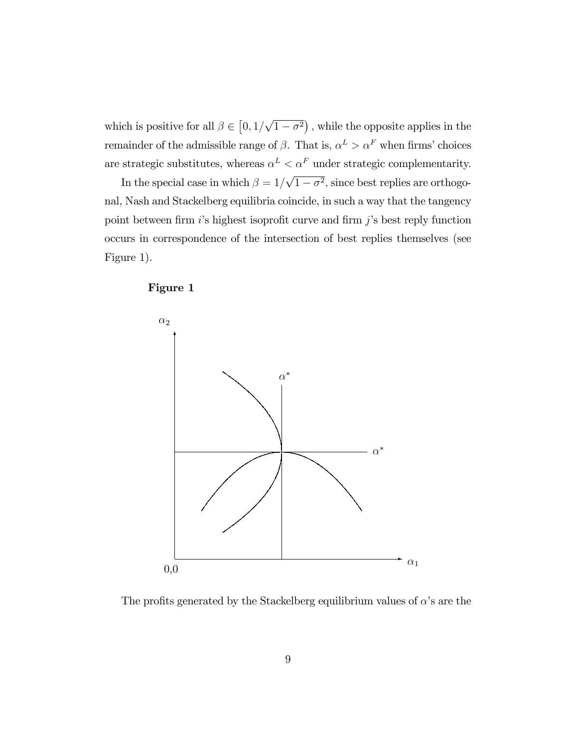which is positive for all $\beta \in \left[0, 1/\sqrt{1-\sigma^2}\right)$, while the opposite applies in the remainder of the admissible range of $\beta$. That is, $\alpha^L > \alpha^F$ when firms' choices are strategic substitutes, whereas $\alpha^L < \alpha^F$ under strategic complementarity.

In the special case in which $\beta = 1/\sqrt{1-\sigma^2}$, since best replies are orthogonal, Nash and Stackelberg equilibria coincide, in such a way that the tangency point between firm $i$'s highest isoprofit curve and firm $j$'s best reply function occurs in correspondence of the intersection of best replies themselves (see Figure 1).

**Figure 1**

The profits generated by the Stackelberg equilibrium values of $\alpha$'s are the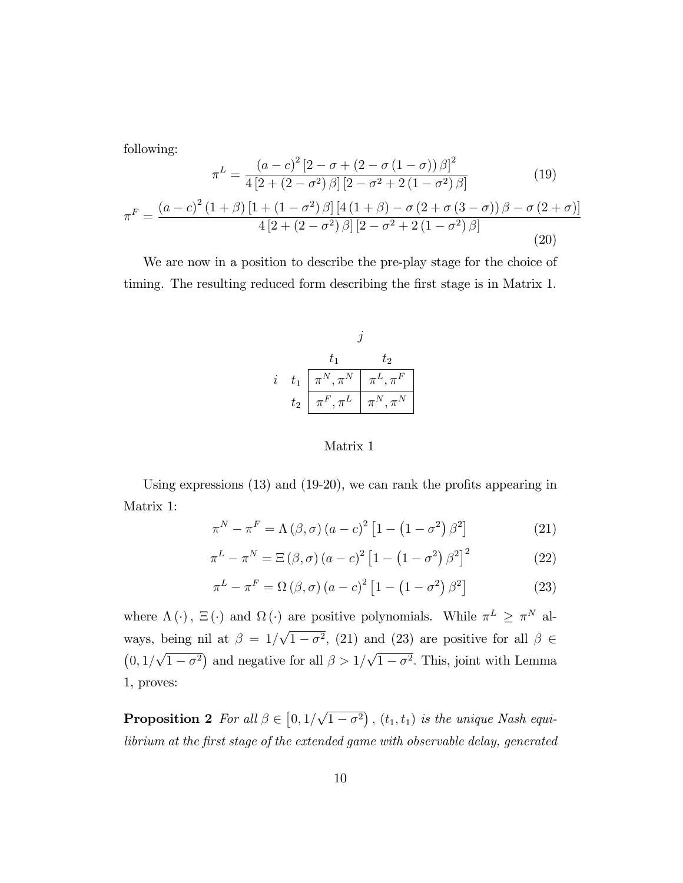following:

$$\pi^L = \frac{(a-c)^2 \left[2 - \sigma + (2 - \sigma(1-\sigma))\beta\right]^2}{4\left[2 + (2-\sigma^2)\beta\right]\left[2 - \sigma^2 + 2(1-\sigma^2)\beta\right]} \tag{19}$$

$$\pi^F = \frac{(a-c)^2 (1+\beta)\left[1 + (1-\sigma^2)\beta\right]\left[4(1+\beta) - \sigma(2 + \sigma(3-\sigma))\beta - \sigma(2+\sigma)\right]}{4\left[2 + (2-\sigma^2)\beta\right]\left[2 - \sigma^2 + 2(1-\sigma^2)\beta\right]} \tag{20}$$

We are now in a position to describe the pre-play stage for the choice of timing. The resulting reduced form describing the first stage is in Matrix 1.

| | | $j$ | |
|---|---|---|---|
| | | $t_1$ | $t_2$ |
| $i$ | $t_1$ | $\pi^N, \pi^N$ | $\pi^L, \pi^F$ |
| | $t_2$ | $\pi^F, \pi^L$ | $\pi^N, \pi^N$ |

Matrix 1

Using expressions (13) and (19-20), we can rank the profits appearing in Matrix 1:

$$\pi^N - \pi^F = \Lambda(\beta, \sigma)(a-c)^2 \left[1 - \left(1-\sigma^2\right)\beta^2\right] \tag{21}$$

$$\pi^L - \pi^N = \Xi(\beta, \sigma)(a-c)^2 \left[1 - \left(1-\sigma^2\right)\beta^2\right]^2 \tag{22}$$

$$\pi^L - \pi^F = \Omega(\beta, \sigma)(a-c)^2 \left[1 - \left(1-\sigma^2\right)\beta^2\right] \tag{23}$$

where $\Lambda(\cdot)$, $\Xi(\cdot)$ and $\Omega(\cdot)$ are positive polynomials. While $\pi^L \geq \pi^N$ always, being nil at $\beta = 1/\sqrt{1-\sigma^2}$, (21) and (23) are positive for all $\beta \in \left(0, 1/\sqrt{1-\sigma^2}\right)$ and negative for all $\beta > 1/\sqrt{1-\sigma^2}$. This, joint with Lemma 1, proves:

**Proposition 2** *For all $\beta \in \left[0, 1/\sqrt{1-\sigma^2}\right)$, $(t_1, t_1)$ is the unique Nash equilibrium at the first stage of the extended game with observable delay, generated*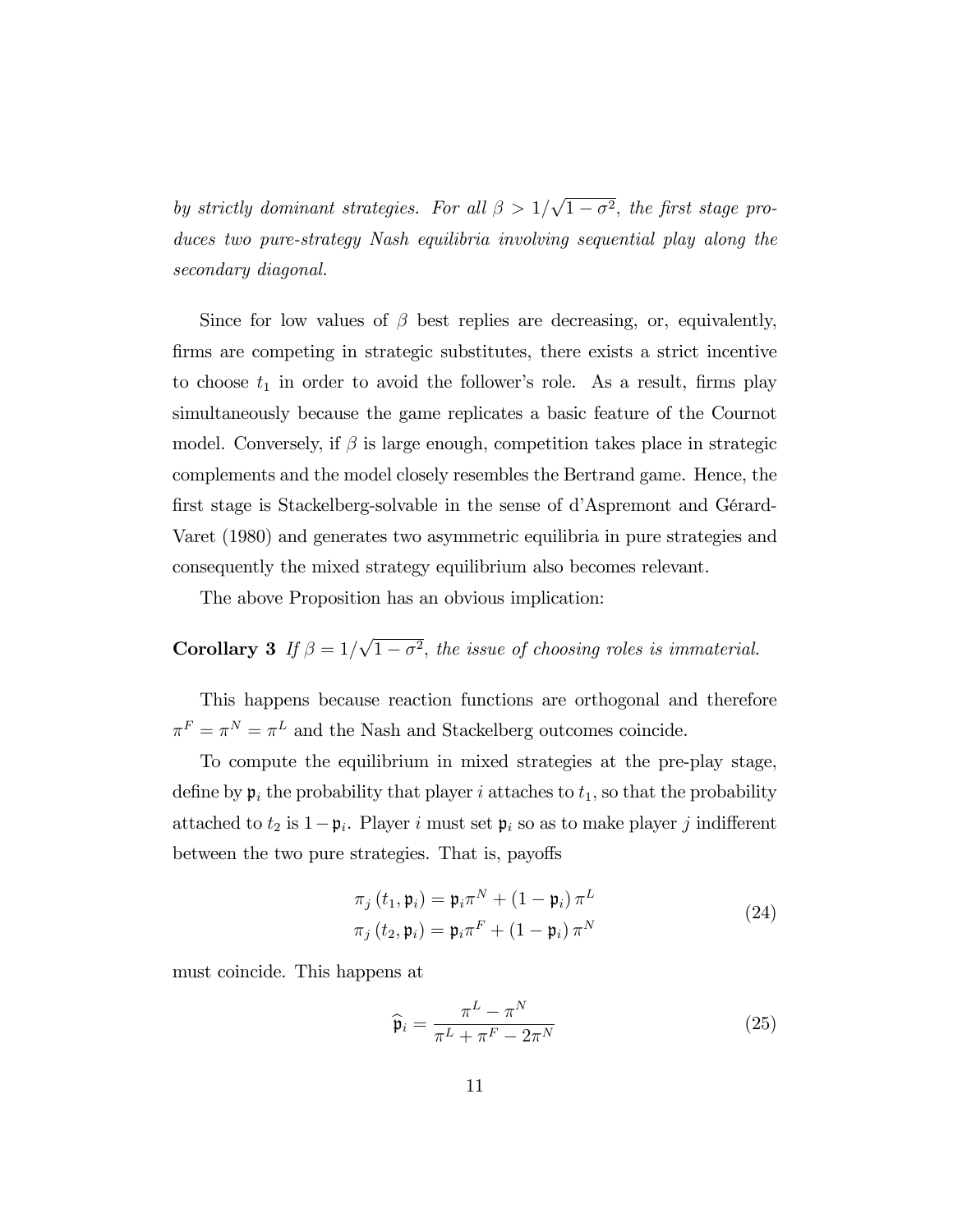*by strictly dominant strategies. For all $\beta > 1/\sqrt{1-\sigma^2}$, the first stage produces two pure-strategy Nash equilibria involving sequential play along the secondary diagonal.*

Since for low values of $\beta$ best replies are decreasing, or, equivalently, firms are competing in strategic substitutes, there exists a strict incentive to choose $t_1$ in order to avoid the follower's role. As a result, firms play simultaneously because the game replicates a basic feature of the Cournot model. Conversely, if $\beta$ is large enough, competition takes place in strategic complements and the model closely resembles the Bertrand game. Hence, the first stage is Stackelberg-solvable in the sense of d'Aspremont and Gérard-Varet (1980) and generates two asymmetric equilibria in pure strategies and consequently the mixed strategy equilibrium also becomes relevant.

The above Proposition has an obvious implication:

**Corollary 3** *If $\beta = 1/\sqrt{1-\sigma^2}$, the issue of choosing roles is immaterial.*

This happens because reaction functions are orthogonal and therefore $\pi^F = \pi^N = \pi^L$ and the Nash and Stackelberg outcomes coincide.

To compute the equilibrium in mixed strategies at the pre-play stage, define by $\mathfrak{p}_i$ the probability that player $i$ attaches to $t_1$, so that the probability attached to $t_2$ is $1-\mathfrak{p}_i$. Player $i$ must set $\mathfrak{p}_i$ so as to make player $j$ indifferent between the two pure strategies. That is, payoffs

$$\begin{aligned} \pi_j(t_1, \mathfrak{p}_i) &= \mathfrak{p}_i \pi^N + (1-\mathfrak{p}_i)\pi^L \\ \pi_j(t_2, \mathfrak{p}_i) &= \mathfrak{p}_i \pi^F + (1-\mathfrak{p}_i)\pi^N \end{aligned} \tag{24}$$

must coincide. This happens at

$$\widehat{\mathfrak{p}}_i = \frac{\pi^L - \pi^N}{\pi^L + \pi^F - 2\pi^N} \tag{25}$$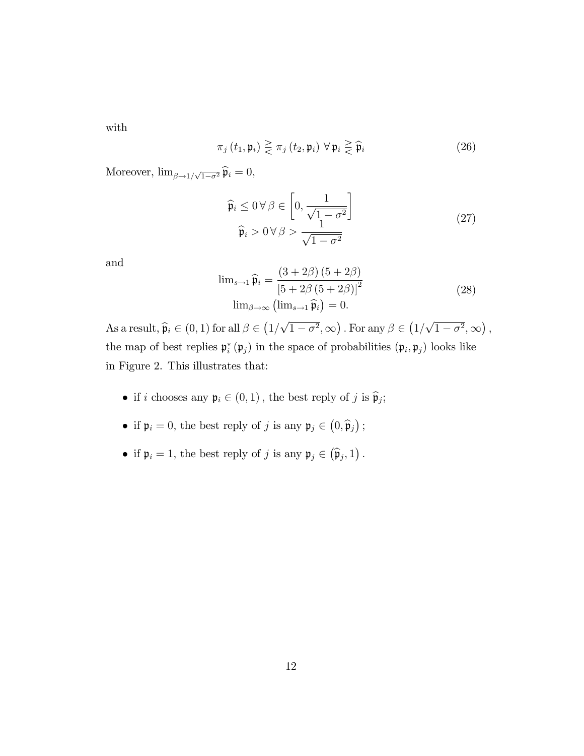with

$$\pi_j(t_1, \mathfrak{p}_i) \gtreqless \pi_j(t_2, \mathfrak{p}_i) \;\forall\, \mathfrak{p}_i \gtreqless \widehat{\mathfrak{p}}_i \tag{26}$$

Moreover, $\lim_{\beta \to 1/\sqrt{1-\sigma^2}} \widehat{\mathfrak{p}}_i = 0$,

$$\begin{gathered} \widehat{\mathfrak{p}}_i \leq 0 \,\forall\, \beta \in \left[0, \frac{1}{\sqrt{1-\sigma^2}}\right] \\ \widehat{\mathfrak{p}}_i > 0 \,\forall\, \beta > \frac{1}{\sqrt{1-\sigma^2}} \end{gathered} \tag{27}$$

and

$$\begin{gathered} \lim_{s \to 1} \widehat{\mathfrak{p}}_i = \frac{(3+2\beta)(5+2\beta)}{[5+2\beta(5+2\beta)]^2} \\ \lim_{\beta \to \infty} \left(\lim_{s \to 1} \widehat{\mathfrak{p}}_i\right) = 0. \end{gathered} \tag{28}$$

As a result, $\widehat{\mathfrak{p}}_i \in (0,1)$ for all $\beta \in \left(1/\sqrt{1-\sigma^2}, \infty\right)$. For any $\beta \in \left(1/\sqrt{1-\sigma^2}, \infty\right)$, the map of best replies $\mathfrak{p}_i^*(\mathfrak{p}_j)$ in the space of probabilities $(\mathfrak{p}_i, \mathfrak{p}_j)$ looks like in Figure 2. This illustrates that:

- if $i$ chooses any $\mathfrak{p}_i \in (0,1)$, the best reply of $j$ is $\widehat{\mathfrak{p}}_j$;
- if $\mathfrak{p}_i = 0$, the best reply of $j$ is any $\mathfrak{p}_j \in \left(0, \widehat{\mathfrak{p}}_j\right)$;
- if $\mathfrak{p}_i = 1$, the best reply of $j$ is any $\mathfrak{p}_j \in \left(\widehat{\mathfrak{p}}_j, 1\right)$.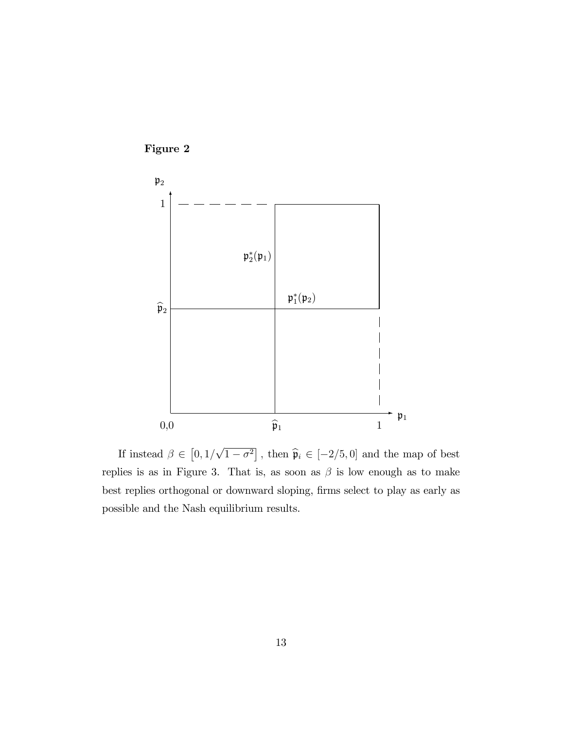**Figure 2**

If instead $\beta \in \left[0, 1/\sqrt{1-\sigma^2}\right]$, then $\widehat{\mathfrak{p}}_i \in [-2/5, 0]$ and the map of best replies is as in Figure 3. That is, as soon as $\beta$ is low enough as to make best replies orthogonal or downward sloping, firms select to play as early as possible and the Nash equilibrium results.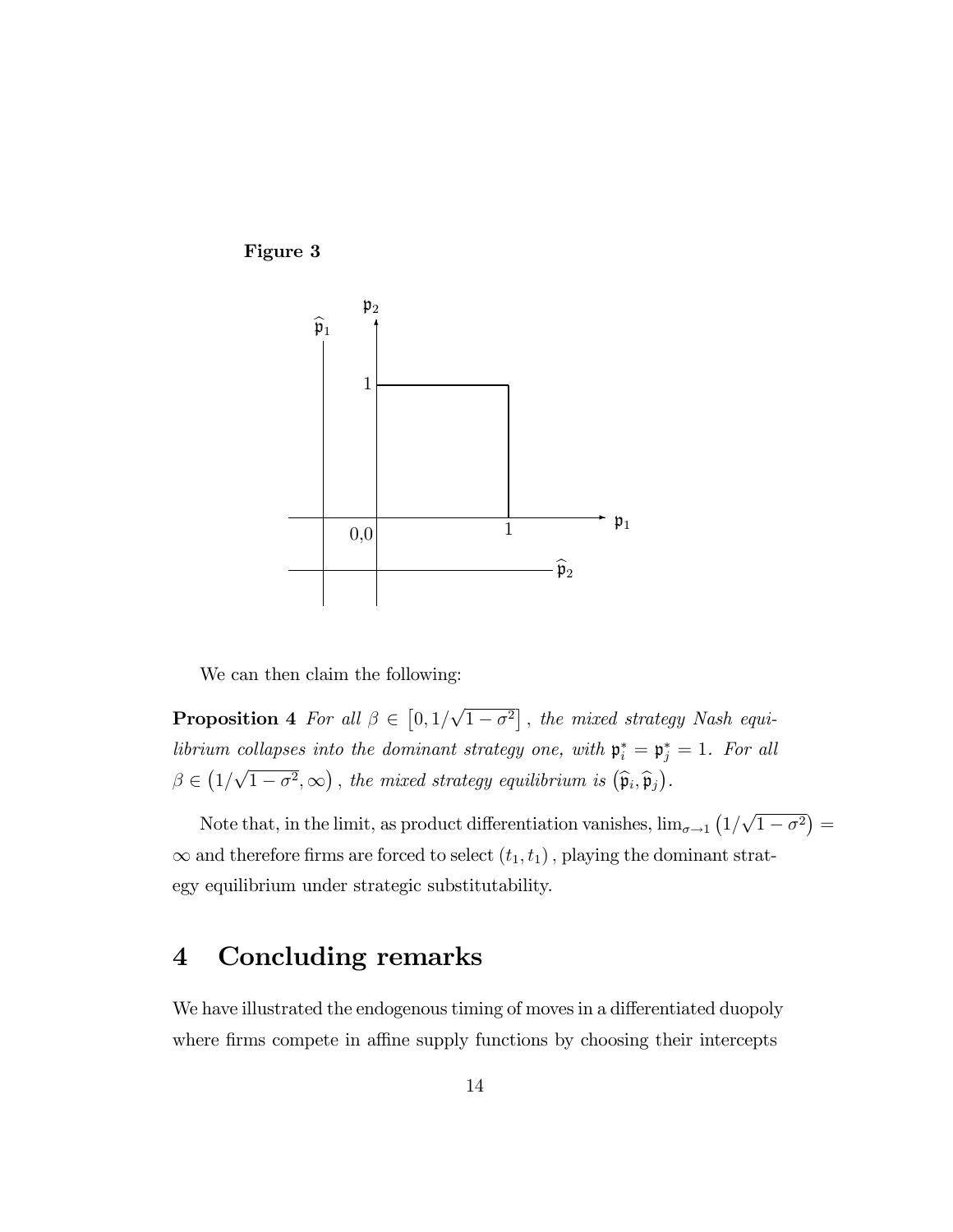**Figure 3**

We can then claim the following:

**Proposition 4** *For all $\beta \in \left[0, 1/\sqrt{1-\sigma^2}\right]$, the mixed strategy Nash equilibrium collapses into the dominant strategy one, with $\mathfrak{p}_i^* = \mathfrak{p}_j^* = 1$. For all $\beta \in \left(1/\sqrt{1-\sigma^2}, \infty\right)$, the mixed strategy equilibrium is $\left(\widehat{\mathfrak{p}}_i, \widehat{\mathfrak{p}}_j\right)$.*

Note that, in the limit, as product differentiation vanishes, $\lim_{\sigma \to 1} \left(1/\sqrt{1-\sigma^2}\right) = \infty$ and therefore firms are forced to select $(t_1, t_1)$, playing the dominant strategy equilibrium under strategic substitutability.

# 4 Concluding remarks

We have illustrated the endogenous timing of moves in a differentiated duopoly where firms compete in affine supply functions by choosing their intercepts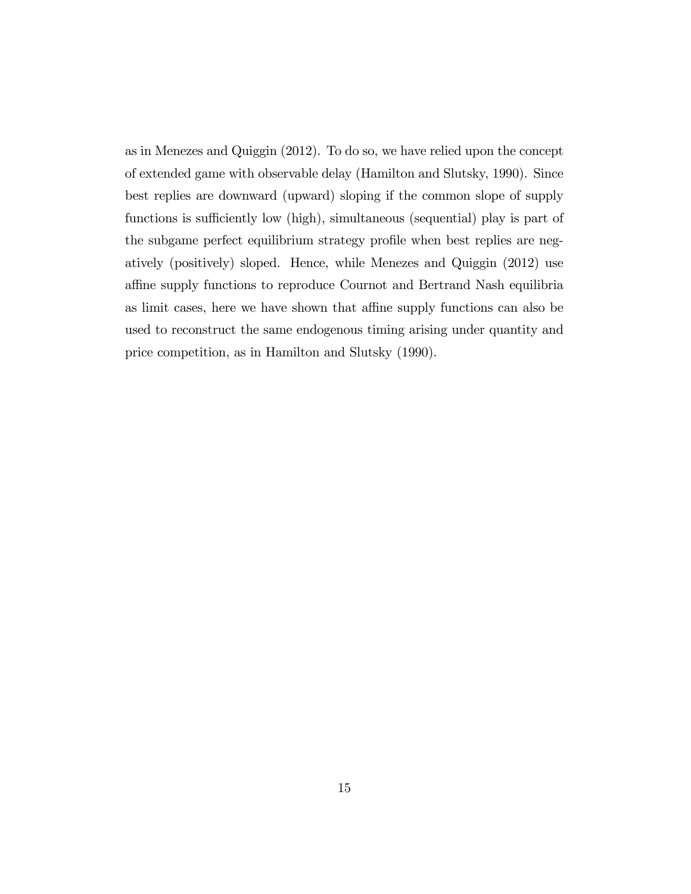as in Menezes and Quiggin (2012). To do so, we have relied upon the concept of extended game with observable delay (Hamilton and Slutsky, 1990). Since best replies are downward (upward) sloping if the common slope of supply functions is sufficiently low (high), simultaneous (sequential) play is part of the subgame perfect equilibrium strategy profile when best replies are negatively (positively) sloped. Hence, while Menezes and Quiggin (2012) use affine supply functions to reproduce Cournot and Bertrand Nash equilibria as limit cases, here we have shown that affine supply functions can also be used to reconstruct the same endogenous timing arising under quantity and price competition, as in Hamilton and Slutsky (1990).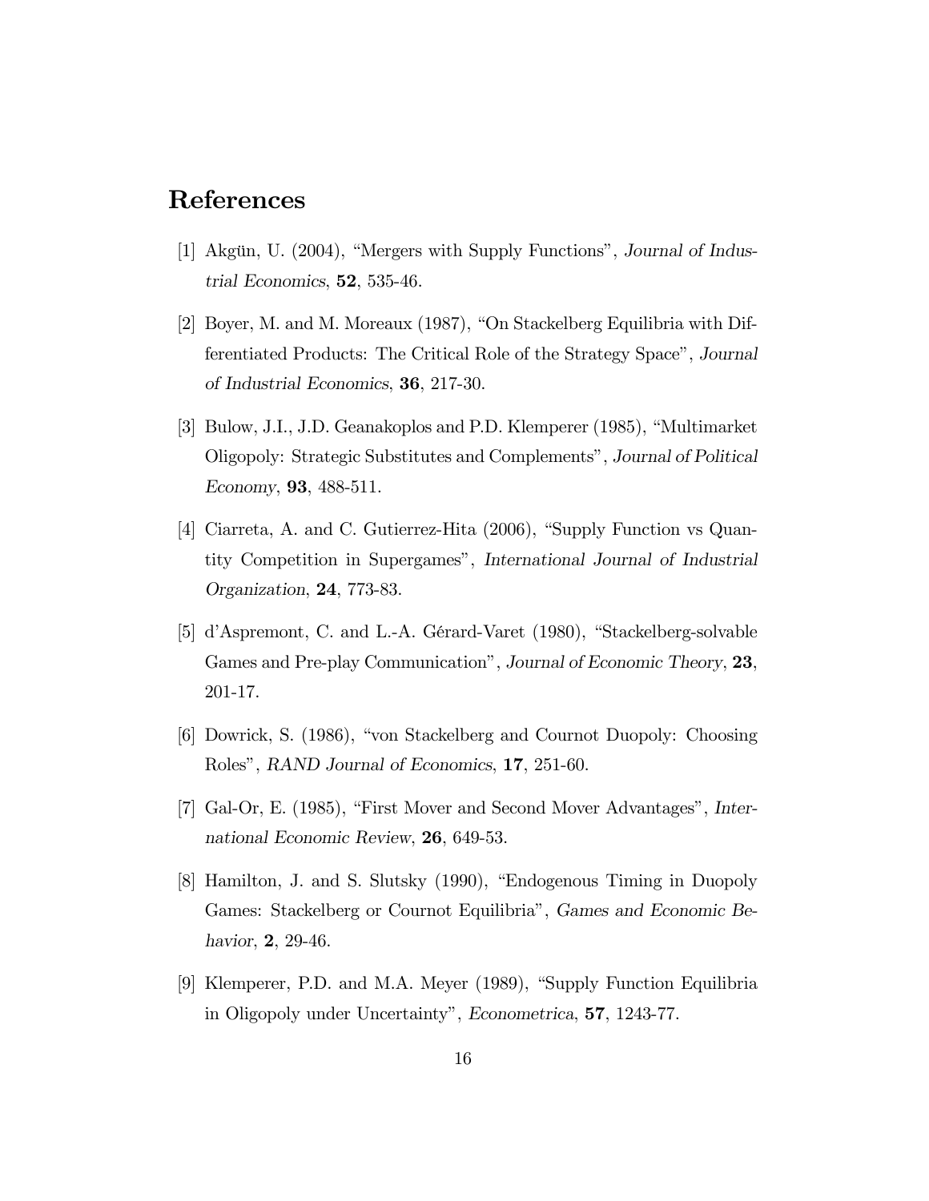## References

[1] Akgün, U. (2004), "Mergers with Supply Functions", *Journal of Industrial Economics*, **52**, 535-46.

[2] Boyer, M. and M. Moreaux (1987), "On Stackelberg Equilibria with Differentiated Products: The Critical Role of the Strategy Space", *Journal of Industrial Economics*, **36**, 217-30.

[3] Bulow, J.I., J.D. Geanakoplos and P.D. Klemperer (1985), "Multimarket Oligopoly: Strategic Substitutes and Complements", *Journal of Political Economy*, **93**, 488-511.

[4] Ciarreta, A. and C. Gutierrez-Hita (2006), "Supply Function vs Quantity Competition in Supergames", *International Journal of Industrial Organization*, **24**, 773-83.

[5] d'Aspremont, C. and L.-A. Gérard-Varet (1980), "Stackelberg-solvable Games and Pre-play Communication", *Journal of Economic Theory*, **23**, 201-17.

[6] Dowrick, S. (1986), "von Stackelberg and Cournot Duopoly: Choosing Roles", *RAND Journal of Economics*, **17**, 251-60.

[7] Gal-Or, E. (1985), "First Mover and Second Mover Advantages", *International Economic Review*, **26**, 649-53.

[8] Hamilton, J. and S. Slutsky (1990), "Endogenous Timing in Duopoly Games: Stackelberg or Cournot Equilibria", *Games and Economic Behavior*, **2**, 29-46.

[9] Klemperer, P.D. and M.A. Meyer (1989), "Supply Function Equilibria in Oligopoly under Uncertainty", *Econometrica*, **57**, 1243-77.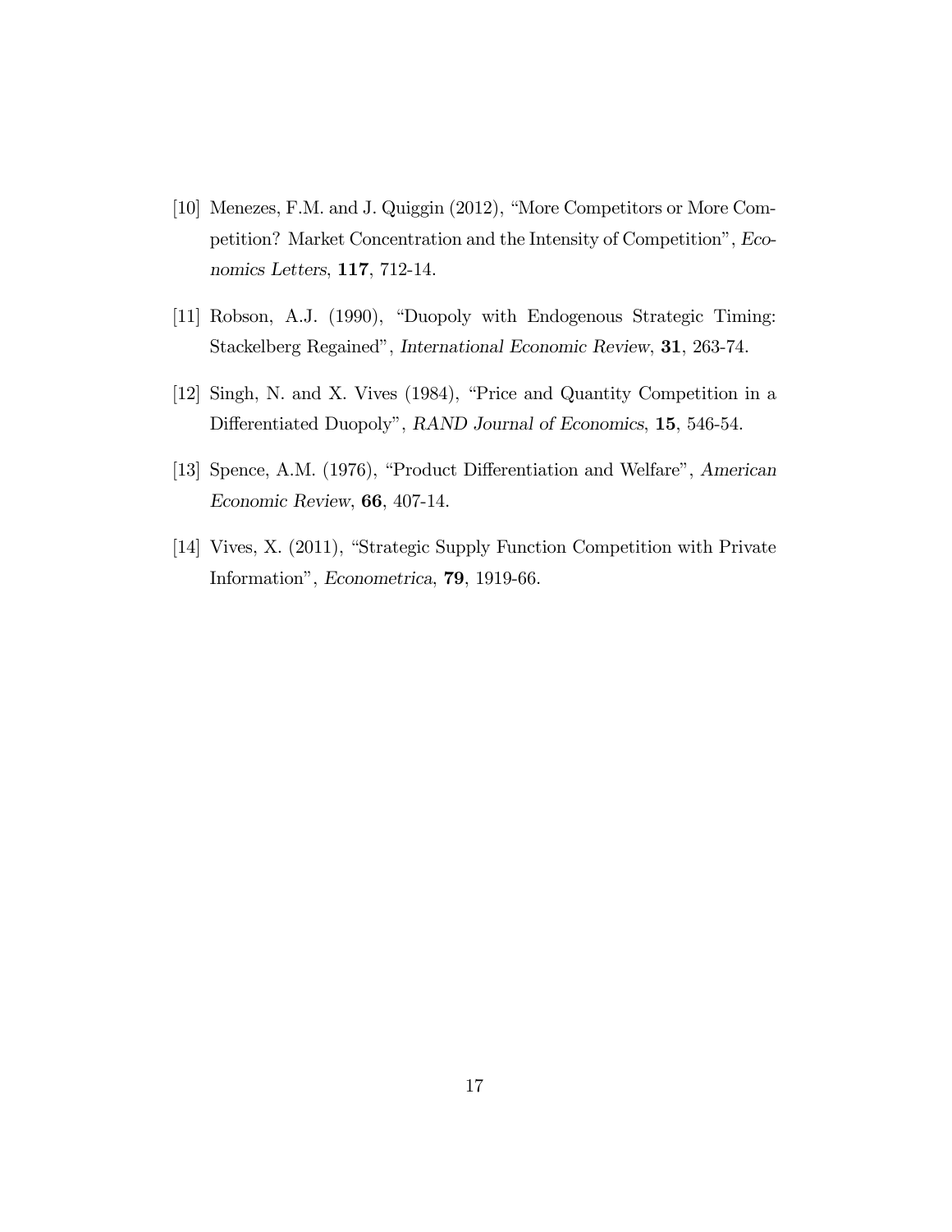[10] Menezes, F.M. and J. Quiggin (2012), "More Competitors or More Competition? Market Concentration and the Intensity of Competition", *Economics Letters*, **117**, 712-14.

[11] Robson, A.J. (1990), "Duopoly with Endogenous Strategic Timing: Stackelberg Regained", *International Economic Review*, **31**, 263-74.

[12] Singh, N. and X. Vives (1984), "Price and Quantity Competition in a Differentiated Duopoly", *RAND Journal of Economics*, **15**, 546-54.

[13] Spence, A.M. (1976), "Product Differentiation and Welfare", *American Economic Review*, **66**, 407-14.

[14] Vives, X. (2011), "Strategic Supply Function Competition with Private Information", *Econometrica*, **79**, 1919-66.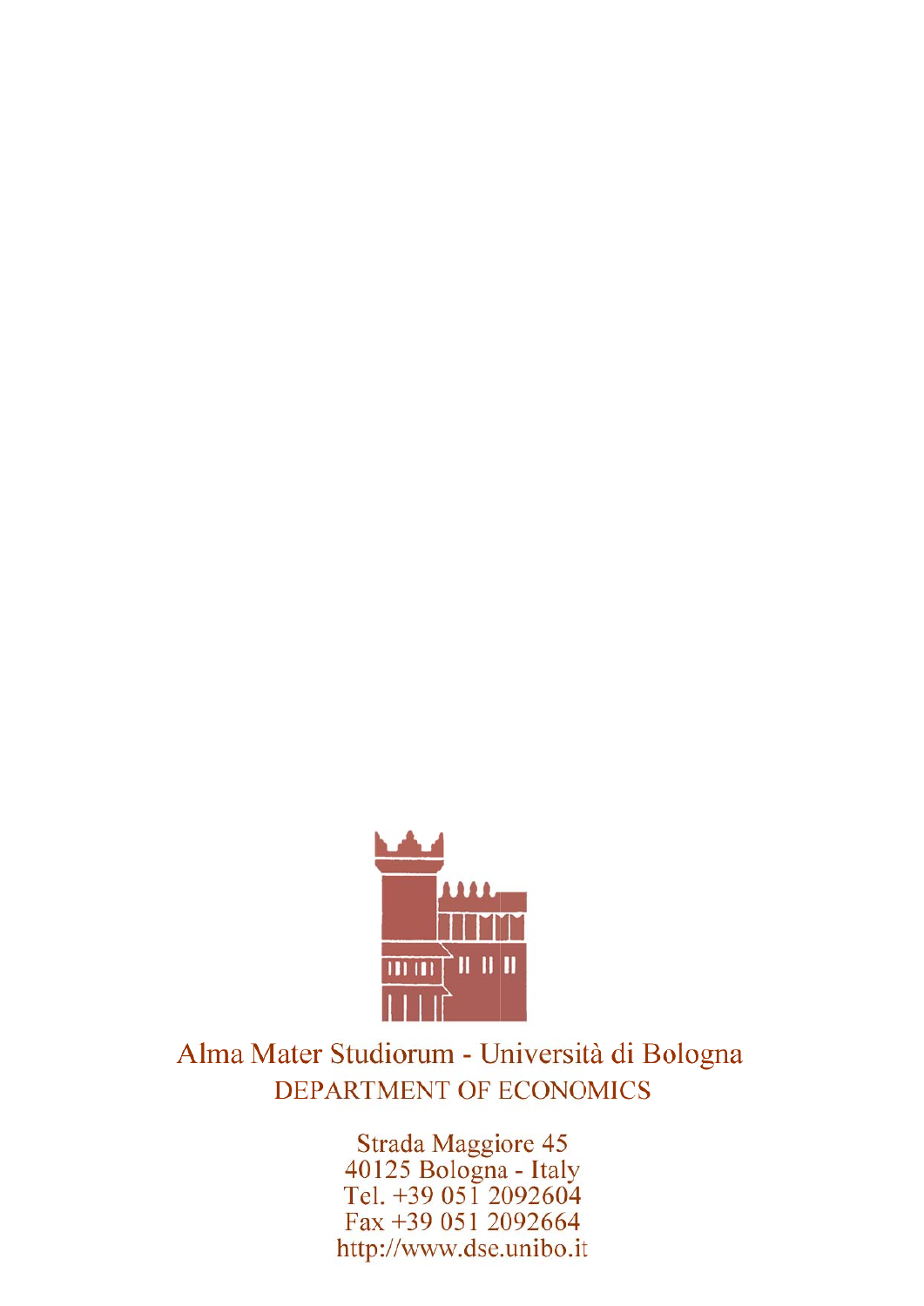Alma Mater Studiorum - Università di Bologna

DEPARTMENT OF ECONOMICS

Strada Maggiore 45
40125 Bologna - Italy
Tel. +39 051 2092604
Fax +39 051 2092664
http://www.dse.unibo.it